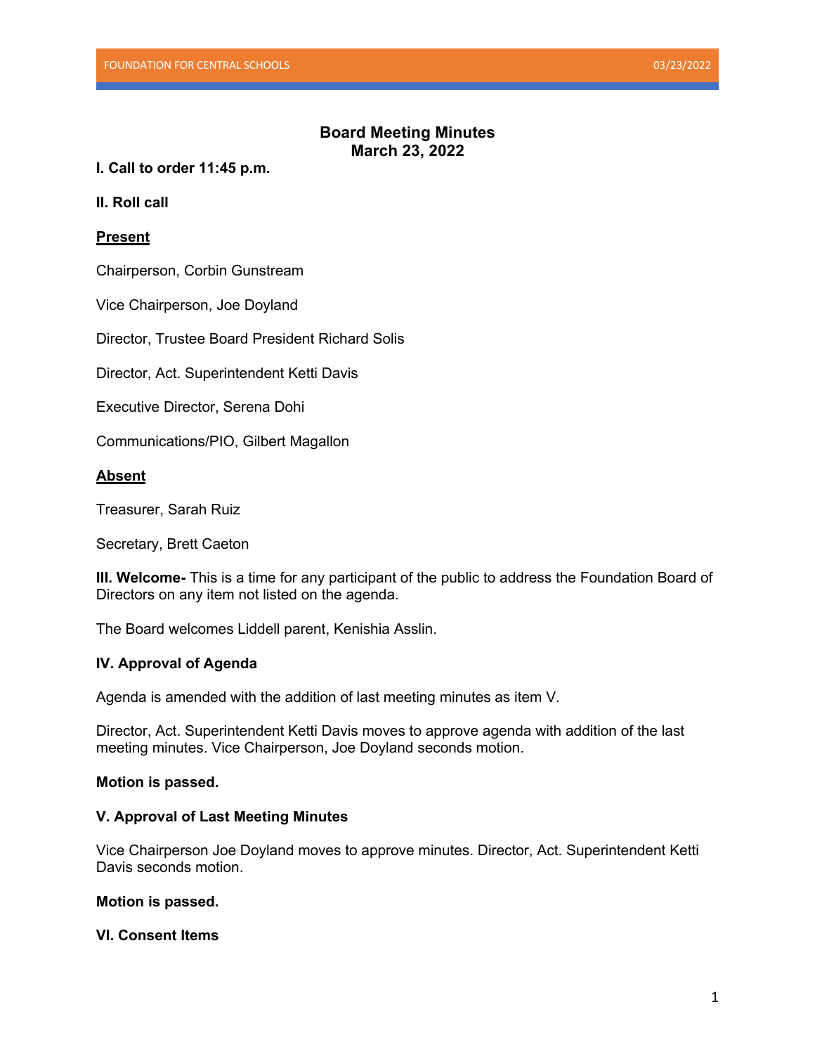## Board Meeting Minutes
## March 23, 2022

**I. Call to order 11:45 p.m.**

**II. Roll call**

**Present**

Chairperson, Corbin Gunstream

Vice Chairperson, Joe Doyland

Director, Trustee Board President Richard Solis

Director, Act. Superintendent Ketti Davis

Executive Director, Serena Dohi

Communications/PIO, Gilbert Magallon

**Absent**

Treasurer, Sarah Ruiz

Secretary, Brett Caeton

**III. Welcome-** This is a time for any participant of the public to address the Foundation Board of Directors on any item not listed on the agenda.

The Board welcomes Liddell parent, Kenishia Asslin.

**IV. Approval of Agenda**

Agenda is amended with the addition of last meeting minutes as item V.

Director, Act. Superintendent Ketti Davis moves to approve agenda with addition of the last meeting minutes. Vice Chairperson, Joe Doyland seconds motion.

**Motion is passed.**

**V. Approval of Last Meeting Minutes**

Vice Chairperson Joe Doyland moves to approve minutes. Director, Act. Superintendent Ketti Davis seconds motion.

**Motion is passed.**

**VI. Consent Items**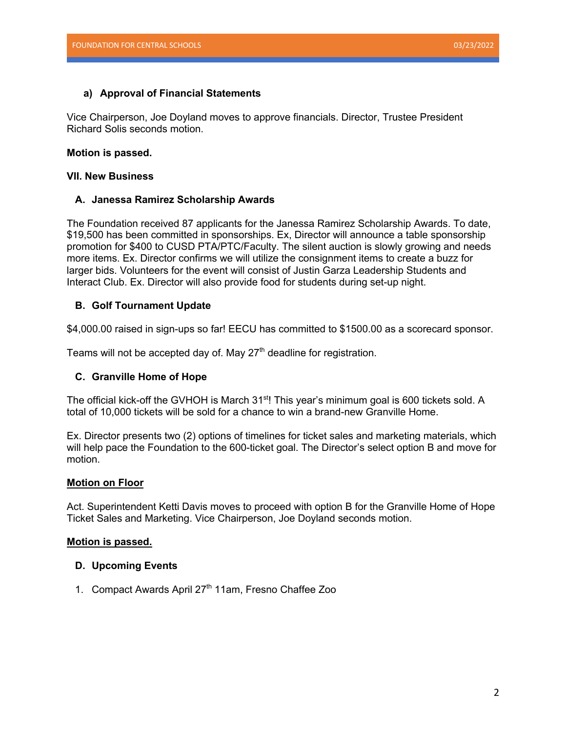### a) Approval of Financial Statements

Vice Chairperson, Joe Doyland moves to approve financials. Director, Trustee President Richard Solis seconds motion.

**Motion is passed.**

## VII. New Business

### A. Janessa Ramirez Scholarship Awards

The Foundation received 87 applicants for the Janessa Ramirez Scholarship Awards. To date, $19,500 has been committed in sponsorships. Ex, Director will announce a table sponsorship promotion for $400 to CUSD PTA/PTC/Faculty. The silent auction is slowly growing and needs more items. Ex. Director confirms we will utilize the consignment items to create a buzz for larger bids. Volunteers for the event will consist of Justin Garza Leadership Students and Interact Club. Ex. Director will also provide food for students during set-up night.

### B. Golf Tournament Update

$4,000.00 raised in sign-ups so far! EECU has committed to $1500.00 as a scorecard sponsor.

Teams will not be accepted day of. May 27th deadline for registration.

### C. Granville Home of Hope

The official kick-off the GVHOH is March 31st! This year's minimum goal is 600 tickets sold. A total of 10,000 tickets will be sold for a chance to win a brand-new Granville Home.

Ex. Director presents two (2) options of timelines for ticket sales and marketing materials, which will help pace the Foundation to the 600-ticket goal. The Director's select option B and move for motion.

**Motion on Floor**

Act. Superintendent Ketti Davis moves to proceed with option B for the Granville Home of Hope Ticket Sales and Marketing. Vice Chairperson, Joe Doyland seconds motion.

**Motion is passed.**

### D. Upcoming Events

1. Compact Awards April 27th 11am, Fresno Chaffee Zoo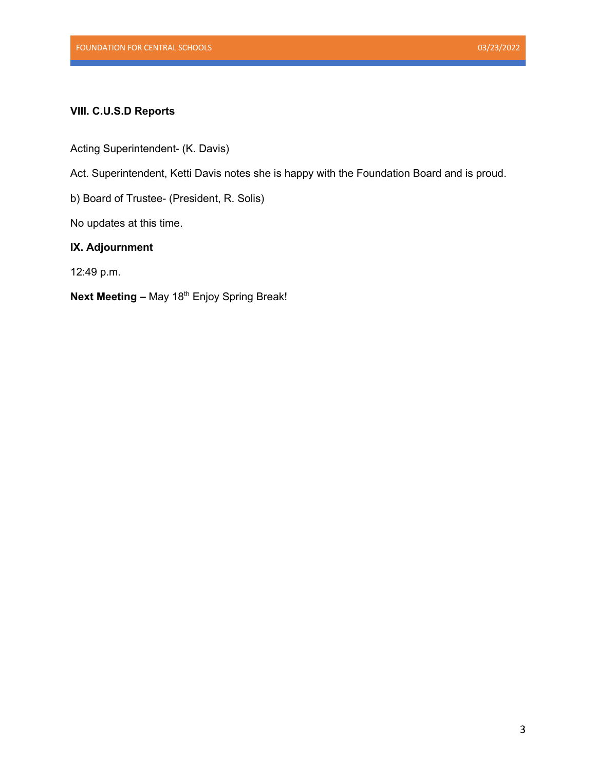**VIII. C.U.S.D Reports**

Acting Superintendent- (K. Davis)

Act. Superintendent, Ketti Davis notes she is happy with the Foundation Board and is proud.

b) Board of Trustee- (President, R. Solis)

No updates at this time.

**IX. Adjournment**

12:49 p.m.

**Next Meeting –** May 18th Enjoy Spring Break!